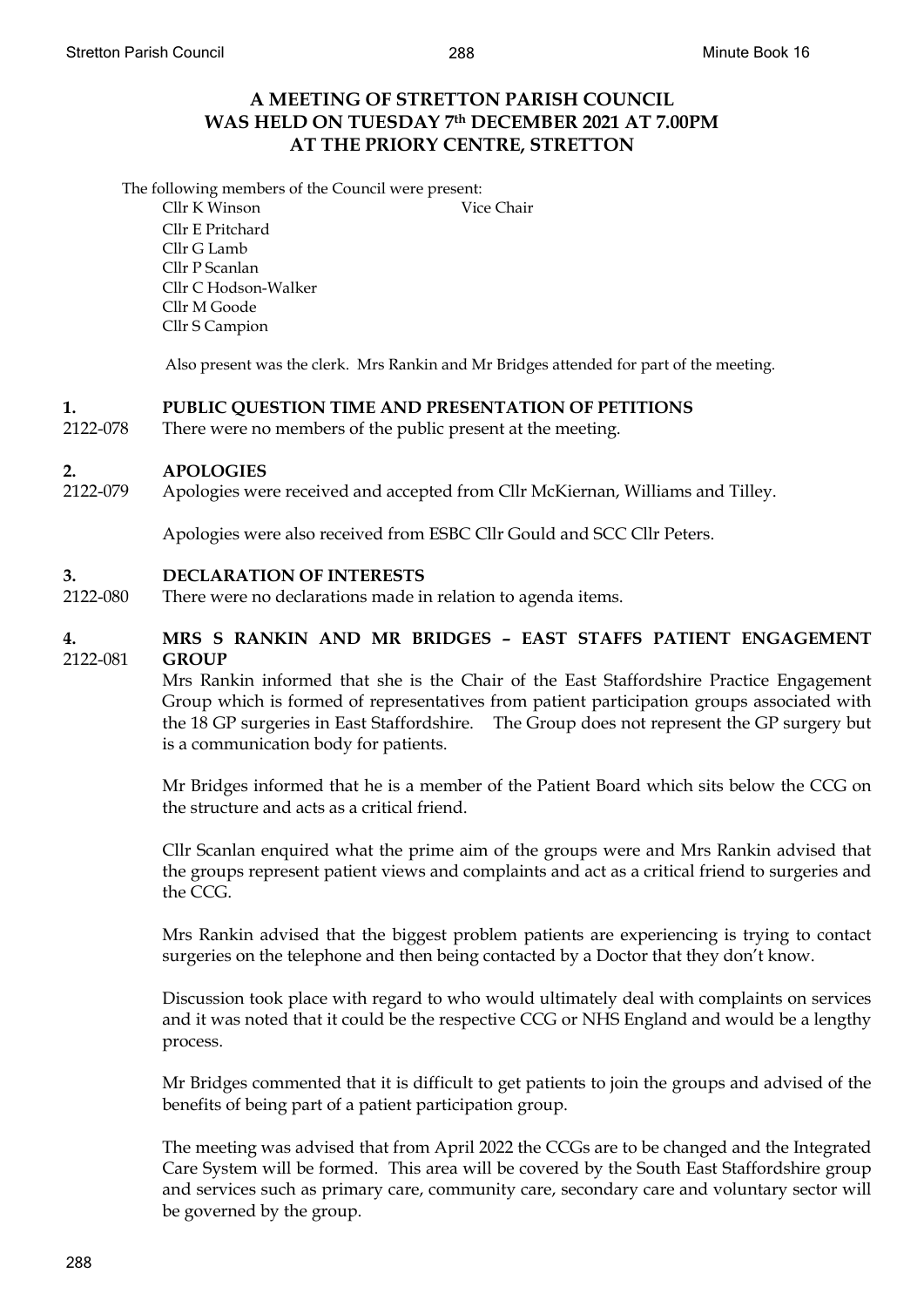# A MEETING OF STRETTON PARISH COUNCIL WAS HELD ON TUESDAY 7th DECEMBER 2021 AT 7.00PM AT THE PRIORY CENTRE, STRETTON

The following members of the Council were present:

Cllr K Winson — Vice Chair
Cllr E Pritchard
Cllr G Lamb
Cllr P Scanlan
Cllr C Hodson-Walker
Cllr M Goode
Cllr S Campion

Also present was the clerk. Mrs Rankin and Mr Bridges attended for part of the meeting.

## 1. PUBLIC QUESTION TIME AND PRESENTATION OF PETITIONS

2122-078 There were no members of the public present at the meeting.

## 2. APOLOGIES

2122-079 Apologies were received and accepted from Cllr McKiernan, Williams and Tilley.

Apologies were also received from ESBC Cllr Gould and SCC Cllr Peters.

## 3. DECLARATION OF INTERESTS

2122-080 There were no declarations made in relation to agenda items.

## 4. MRS S RANKIN AND MR BRIDGES – EAST STAFFS PATIENT ENGAGEMENT GROUP

2122-081

Mrs Rankin informed that she is the Chair of the East Staffordshire Practice Engagement Group which is formed of representatives from patient participation groups associated with the 18 GP surgeries in East Staffordshire. The Group does not represent the GP surgery but is a communication body for patients.

Mr Bridges informed that he is a member of the Patient Board which sits below the CCG on the structure and acts as a critical friend.

Cllr Scanlan enquired what the prime aim of the groups were and Mrs Rankin advised that the groups represent patient views and complaints and act as a critical friend to surgeries and the CCG.

Mrs Rankin advised that the biggest problem patients are experiencing is trying to contact surgeries on the telephone and then being contacted by a Doctor that they don't know.

Discussion took place with regard to who would ultimately deal with complaints on services and it was noted that it could be the respective CCG or NHS England and would be a lengthy process.

Mr Bridges commented that it is difficult to get patients to join the groups and advised of the benefits of being part of a patient participation group.

The meeting was advised that from April 2022 the CCGs are to be changed and the Integrated Care System will be formed. This area will be covered by the South East Staffordshire group and services such as primary care, community care, secondary care and voluntary sector will be governed by the group.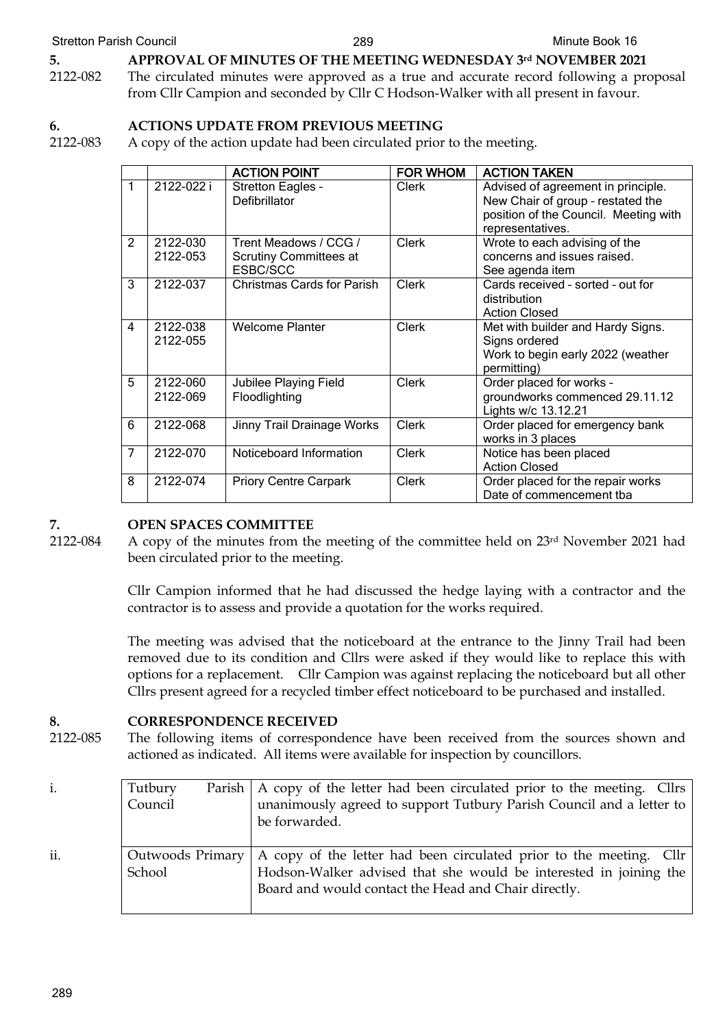## 5. APPROVAL OF MINUTES OF THE MEETING WEDNESDAY 3rd NOVEMBER 2021

2122-082 The circulated minutes were approved as a true and accurate record following a proposal from Cllr Campion and seconded by Cllr C Hodson-Walker with all present in favour.

## 6. ACTIONS UPDATE FROM PREVIOUS MEETING

2122-083 A copy of the action update had been circulated prior to the meeting.

| | | ACTION POINT | FOR WHOM | ACTION TAKEN |
|---|---|---|---|---|
| 1 | 2122-022 i | Stretton Eagles - Defibrillator | Clerk | Advised of agreement in principle. New Chair of group – restated the position of the Council. Meeting with representatives. |
| 2 | 2122-030 2122-053 | Trent Meadows / CCG / Scrutiny Committees at ESBC/SCC | Clerk | Wrote to each advising of the concerns and issues raised. See agenda item |
| 3 | 2122-037 | Christmas Cards for Parish | Clerk | Cards received – sorted – out for distribution Action Closed |
| 4 | 2122-038 2122-055 | Welcome Planter | Clerk | Met with builder and Hardy Signs. Signs ordered Work to begin early 2022 (weather permitting) |
| 5 | 2122-060 2122-069 | Jubilee Playing Field Floodlighting | Clerk | Order placed for works – groundworks commenced 29.11.12 Lights w/c 13.12.21 |
| 6 | 2122-068 | Jinny Trail Drainage Works | Clerk | Order placed for emergency bank works in 3 places |
| 7 | 2122-070 | Noticeboard Information | Clerk | Notice has been placed Action Closed |
| 8 | 2122-074 | Priory Centre Carpark | Clerk | Order placed for the repair works Date of commencement tba |

## 7. OPEN SPACES COMMITTEE

2122-084 A copy of the minutes from the meeting of the committee held on 23rd November 2021 had been circulated prior to the meeting.

Cllr Campion informed that he had discussed the hedge laying with a contractor and the contractor is to assess and provide a quotation for the works required.

The meeting was advised that the noticeboard at the entrance to the Jinny Trail had been removed due to its condition and Cllrs were asked if they would like to replace this with options for a replacement. Cllr Campion was against replacing the noticeboard but all other Cllrs present agreed for a recycled timber effect noticeboard to be purchased and installed.

## 8. CORRESPONDENCE RECEIVED

2122-085 The following items of correspondence have been received from the sources shown and actioned as indicated. All items were available for inspection by councillors.

| | | |
|---|---|---|
| i. | Tutbury Parish Council | A copy of the letter had been circulated prior to the meeting. Cllrs unanimously agreed to support Tutbury Parish Council and a letter to be forwarded. |
| ii. | Outwoods Primary School | A copy of the letter had been circulated prior to the meeting. Cllr Hodson-Walker advised that she would be interested in joining the Board and would contact the Head and Chair directly. |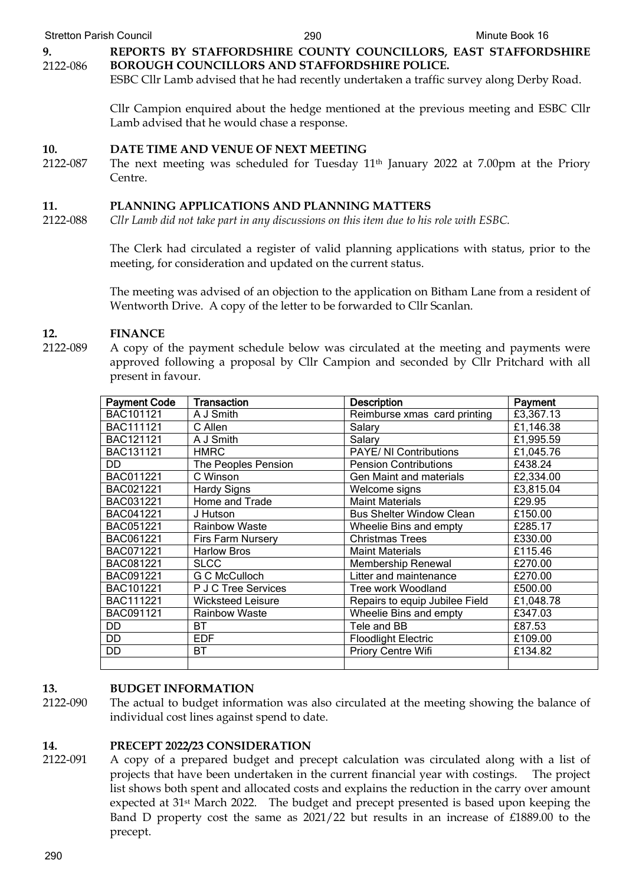**9.** **REPORTS BY STAFFORDSHIRE COUNTY COUNCILLORS, EAST STAFFORDSHIRE BOROUGH COUNCILLORS AND STAFFORDSHIRE POLICE.**

2122-086 ESBC Cllr Lamb advised that he had recently undertaken a traffic survey along Derby Road.

Cllr Campion enquired about the hedge mentioned at the previous meeting and ESBC Cllr Lamb advised that he would chase a response.

**10.** **DATE TIME AND VENUE OF NEXT MEETING**

2122-087 The next meeting was scheduled for Tuesday 11th January 2022 at 7.00pm at the Priory Centre.

**11.** **PLANNING APPLICATIONS AND PLANNING MATTERS**

2122-088 *Cllr Lamb did not take part in any discussions on this item due to his role with ESBC.*

The Clerk had circulated a register of valid planning applications with status, prior to the meeting, for consideration and updated on the current status.

The meeting was advised of an objection to the application on Bitham Lane from a resident of Wentworth Drive. A copy of the letter to be forwarded to Cllr Scanlan.

**12.** **FINANCE**

2122-089 A copy of the payment schedule below was circulated at the meeting and payments were approved following a proposal by Cllr Campion and seconded by Cllr Pritchard with all present in favour.

| Payment Code | Transaction | Description | Payment |
|---|---|---|---|
| BAC101121 | A J Smith | Reimburse xmas card printing | £3,367.13 |
| BAC111121 | C Allen | Salary | £1,146.38 |
| BAC121121 | A J Smith | Salary | £1,995.59 |
| BAC131121 | HMRC | PAYE/ NI Contributions | £1,045.76 |
| DD | The Peoples Pension | Pension Contributions | £438.24 |
| BAC011221 | C Winson | Gen Maint and materials | £2,334.00 |
| BAC021221 | Hardy Signs | Welcome signs | £3,815.04 |
| BAC031221 | Home and Trade | Maint Materials | £29.95 |
| BAC041221 | J Hutson | Bus Shelter Window Clean | £150.00 |
| BAC051221 | Rainbow Waste | Wheelie Bins and empty | £285.17 |
| BAC061221 | Firs Farm Nursery | Christmas Trees | £330.00 |
| BAC071221 | Harlow Bros | Maint Materials | £115.46 |
| BAC081221 | SLCC | Membership Renewal | £270.00 |
| BAC091221 | G C McCulloch | Litter and maintenance | £270.00 |
| BAC101221 | P J C Tree Services | Tree work Woodland | £500.00 |
| BAC111221 | Wicksteed Leisure | Repairs to equip Jubilee Field | £1,048.78 |
| BAC091121 | Rainbow Waste | Wheelie Bins and empty | £347.03 |
| DD | BT | Tele and BB | £87.53 |
| DD | EDF | Floodlight Electric | £109.00 |
| DD | BT | Priory Centre Wifi | £134.82 |
| | | | |

**13.** **BUDGET INFORMATION**

2122-090 The actual to budget information was also circulated at the meeting showing the balance of individual cost lines against spend to date.

**14.** **PRECEPT 2022/23 CONSIDERATION**

2122-091 A copy of a prepared budget and precept calculation was circulated along with a list of projects that have been undertaken in the current financial year with costings. The project list shows both spent and allocated costs and explains the reduction in the carry over amount expected at 31st March 2022. The budget and precept presented is based upon keeping the Band D property cost the same as 2021/22 but results in an increase of £1889.00 to the precept.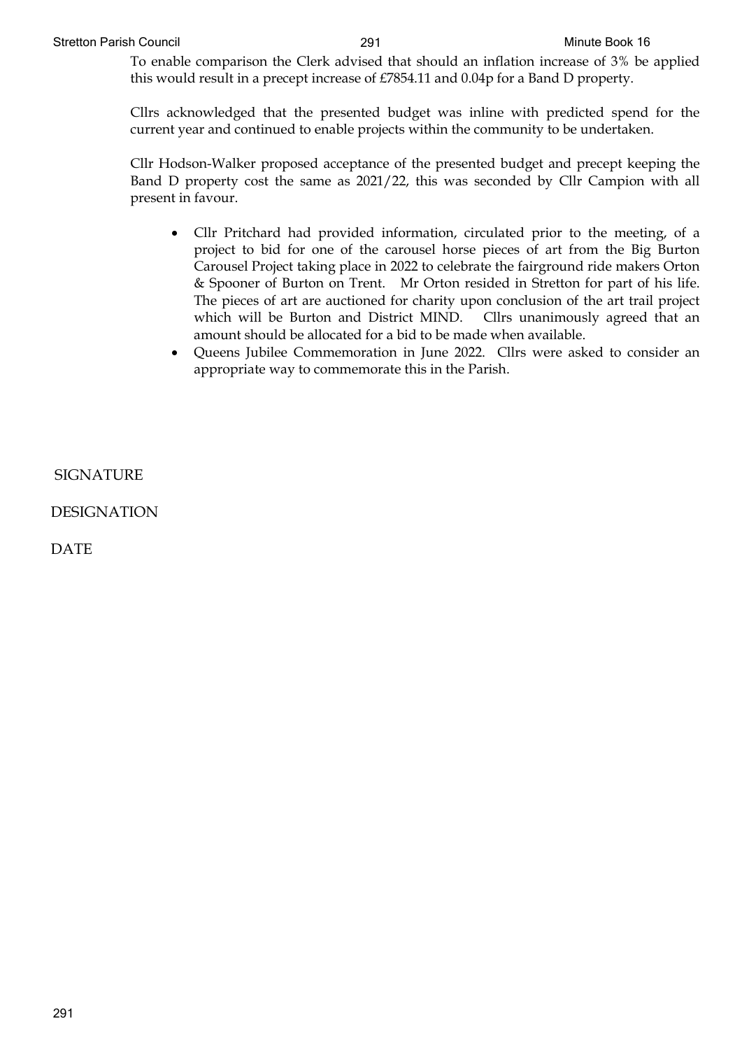To enable comparison the Clerk advised that should an inflation increase of 3% be applied this would result in a precept increase of £7854.11 and 0.04p for a Band D property.

Cllrs acknowledged that the presented budget was inline with predicted spend for the current year and continued to enable projects within the community to be undertaken.

Cllr Hodson-Walker proposed acceptance of the presented budget and precept keeping the Band D property cost the same as 2021/22, this was seconded by Cllr Campion with all present in favour.

- Cllr Pritchard had provided information, circulated prior to the meeting, of a project to bid for one of the carousel horse pieces of art from the Big Burton Carousel Project taking place in 2022 to celebrate the fairground ride makers Orton & Spooner of Burton on Trent. Mr Orton resided in Stretton for part of his life. The pieces of art are auctioned for charity upon conclusion of the art trail project which will be Burton and District MIND. Cllrs unanimously agreed that an amount should be allocated for a bid to be made when available.
- Queens Jubilee Commemoration in June 2022. Cllrs were asked to consider an appropriate way to commemorate this in the Parish.

SIGNATURE

DESIGNATION

DATE